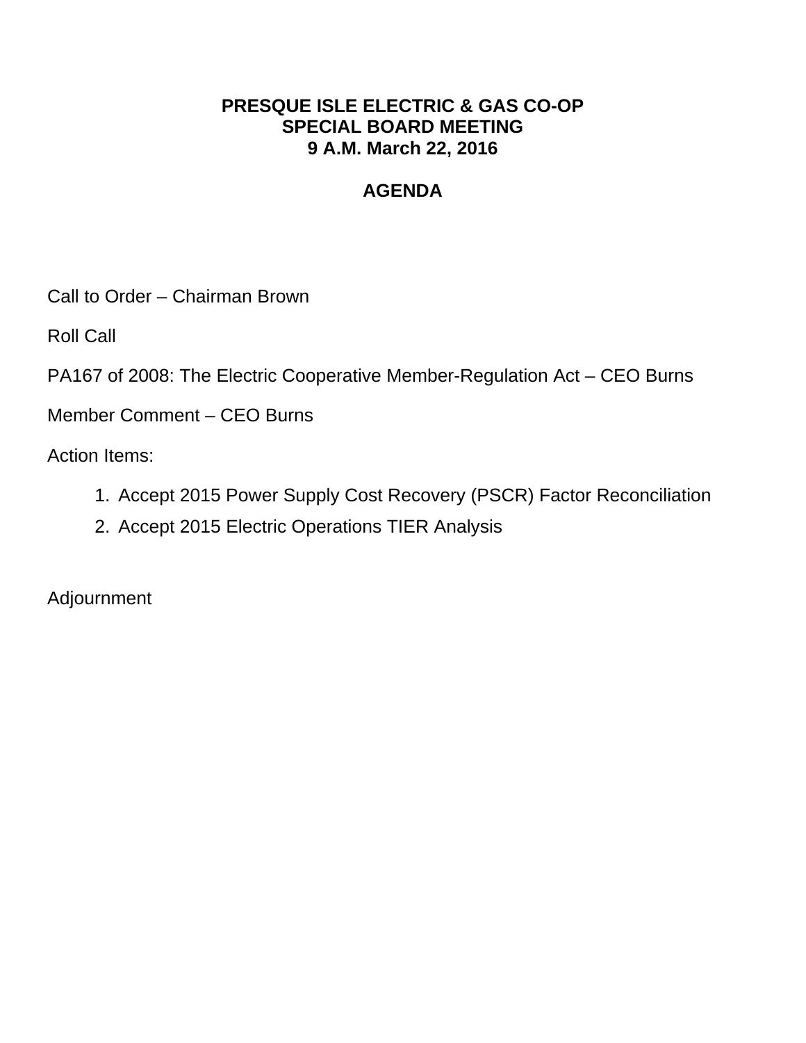# PRESQUE ISLE ELECTRIC & GAS CO-OP
# SPECIAL BOARD MEETING
# 9 A.M. March 22, 2016

## AGENDA

Call to Order – Chairman Brown

Roll Call

PA167 of 2008: The Electric Cooperative Member-Regulation Act – CEO Burns

Member Comment – CEO Burns

Action Items:

1. Accept 2015 Power Supply Cost Recovery (PSCR) Factor Reconciliation
2. Accept 2015 Electric Operations TIER Analysis

Adjournment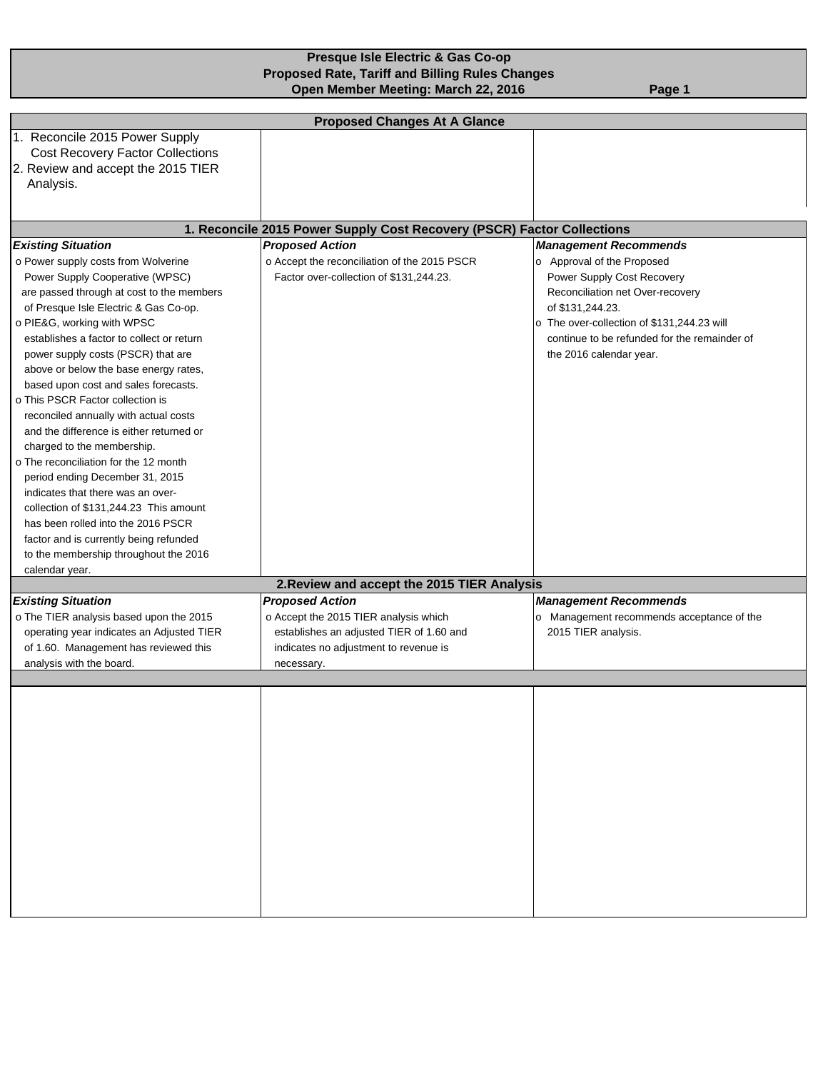# Presque Isle Electric & Gas Co-op

## Proposed Rate, Tariff and Billing Rules Changes

### Open Member Meeting: March 22, 2016

## Proposed Changes At A Glance

1. Reconcile 2015 Power Supply Cost Recovery Factor Collections
2. Review and accept the 2015 TIER Analysis.

## 1. Reconcile 2015 Power Supply Cost Recovery (PSCR) Factor Collections

| *Existing Situation* | *Proposed Action* | *Management Recommends* |
| --- | --- | --- |
| o Power supply costs from Wolverine Power Supply Cooperative (WPSC) are passed through at cost to the members of Presque Isle Electric & Gas Co-op.<br>o PIE&G, working with WPSC establishes a factor to collect or return power supply costs (PSCR) that are above or below the base energy rates, based upon cost and sales forecasts.<br>o This PSCR Factor collection is reconciled annually with actual costs and the difference is either returned or charged to the membership.<br>o The reconciliation for the 12 month period ending December 31, 2015 indicates that there was an over-collection of $131,244.23 This amount has been rolled into the 2016 PSCR factor and is currently being refunded to the membership throughout the 2016 calendar year. | o Accept the reconciliation of the 2015 PSCR Factor over-collection of $131,244.23. | o Approval of the Proposed Power Supply Cost Recovery Reconciliation net Over-recovery of $131,244.23.<br>o The over-collection of $131,244.23 will continue to be refunded for the remainder of the 2016 calendar year. |

## 2. Review and accept the 2015 TIER Analysis

| *Existing Situation* | *Proposed Action* | *Management Recommends* |
| --- | --- | --- |
| o The TIER analysis based upon the 2015 operating year indicates an Adjusted TIER of 1.60. Management has reviewed this analysis with the board. | o Accept the 2015 TIER analysis which establishes an adjusted TIER of 1.60 and indicates no adjustment to revenue is necessary. | o Management recommends acceptance of the 2015 TIER analysis. |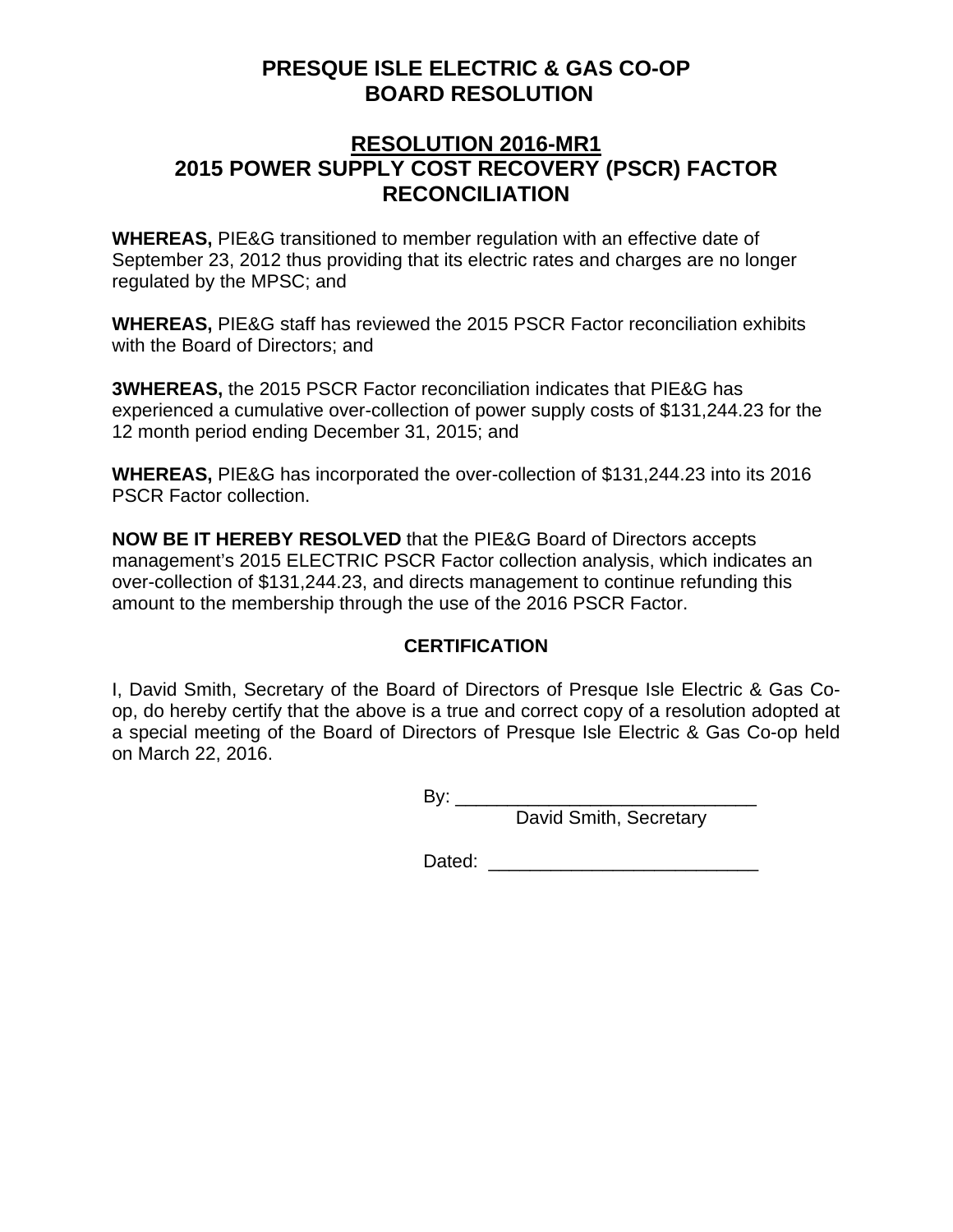# PRESQUE ISLE ELECTRIC & GAS CO-OP
# BOARD RESOLUTION

## RESOLUTION 2016-MR1
## 2015 POWER SUPPLY COST RECOVERY (PSCR) FACTOR RECONCILIATION

**WHEREAS,** PIE&G transitioned to member regulation with an effective date of September 23, 2012 thus providing that its electric rates and charges are no longer regulated by the MPSC; and

**WHEREAS,** PIE&G staff has reviewed the 2015 PSCR Factor reconciliation exhibits with the Board of Directors; and

**3WHEREAS,** the 2015 PSCR Factor reconciliation indicates that PIE&G has experienced a cumulative over-collection of power supply costs of $131,244.23 for the 12 month period ending December 31, 2015; and

**WHEREAS,** PIE&G has incorporated the over-collection of $131,244.23 into its 2016 PSCR Factor collection.

**NOW BE IT HEREBY RESOLVED** that the PIE&G Board of Directors accepts management's 2015 ELECTRIC PSCR Factor collection analysis, which indicates an over-collection of $131,244.23, and directs management to continue refunding this amount to the membership through the use of the 2016 PSCR Factor.

**CERTIFICATION**

I, David Smith, Secretary of the Board of Directors of Presque Isle Electric & Gas Co-op, do hereby certify that the above is a true and correct copy of a resolution adopted at a special meeting of the Board of Directors of Presque Isle Electric & Gas Co-op held on March 22, 2016.

By: ______________________________
David Smith, Secretary

Dated: ___________________________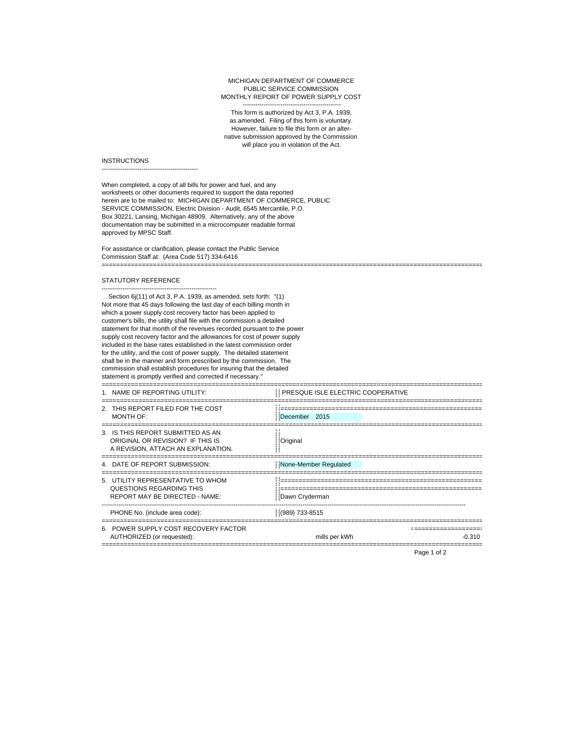MICHIGAN DEPARTMENT OF COMMERCE
PUBLIC SERVICE COMMISSION
MONTHLY REPORT OF POWER SUPPLY COST

This form is authorized by Act 3, P.A. 1939, as amended. Filing of this form is voluntary. However, failure to file this form or an alternative submission approved by the Commission will place you in violation of the Act.

## INSTRUCTIONS

When completed, a copy of all bills for power and fuel, and any worksheets or other documents required to support the data reported herein are to be mailed to: MICHIGAN DEPARTMENT OF COMMERCE, PUBLIC SERVICE COMMISSION, Electric Division - Audit, 6545 Mercantile, P.O. Box 30221, Lansing, Michigan 48909. Alternatively, any of the above documentation may be submitted in a microcomputer readable format approved by MPSC Staff.

For assistance or clarification, please contact the Public Service Commission Staff at: (Area Code 517) 334-6416

## STATUTORY REFERENCE

Section 6j(11) of Act 3, P.A. 1939, as amended, sets forth: "(1) Not more that 45 days following the last day of each billing month in which a power supply cost recovery factor has been applied to customer's bills, the utility shall file with the commission a detailed statement for that month of the revenues recorded pursuant to the power supply cost recovery factor and the allowances for cost of power supply included in the base rates established in the latest commission order for the utility, and the cost of power supply. The detailed statement shall be in the manner and form prescribed by the commission. The commission shall establish procedures for insuring that the detailed statement is promptly verified and corrected if necessary."

| | | |
|---|---|---|
| 1. NAME OF REPORTING UTILITY: | PRESQUE ISLE ELECTRIC COOPERATIVE | |
| 2. THIS REPORT FILED FOR THE COST MONTH OF: | December 2015 | |
| 3. IS THIS REPORT SUBMITTED AS AN ORIGINAL OR REVISION? IF THIS IS A REVISION, ATTACH AN EXPLANATION. | Original | |
| 4. DATE OF REPORT SUBMISSION: | None-Member Regulated | |
| 5. UTILITY REPRESENTATIVE TO WHOM QUESTIONS REGARDING THIS REPORT MAY BE DIRECTED - NAME: | Dawn Cryderman | |
| PHONE No. (include area code): | (989) 733-8515 | |
| 6. POWER SUPPLY COST RECOVERY FACTOR AUTHORIZED (or requested): | mills per kWh | -0.310 |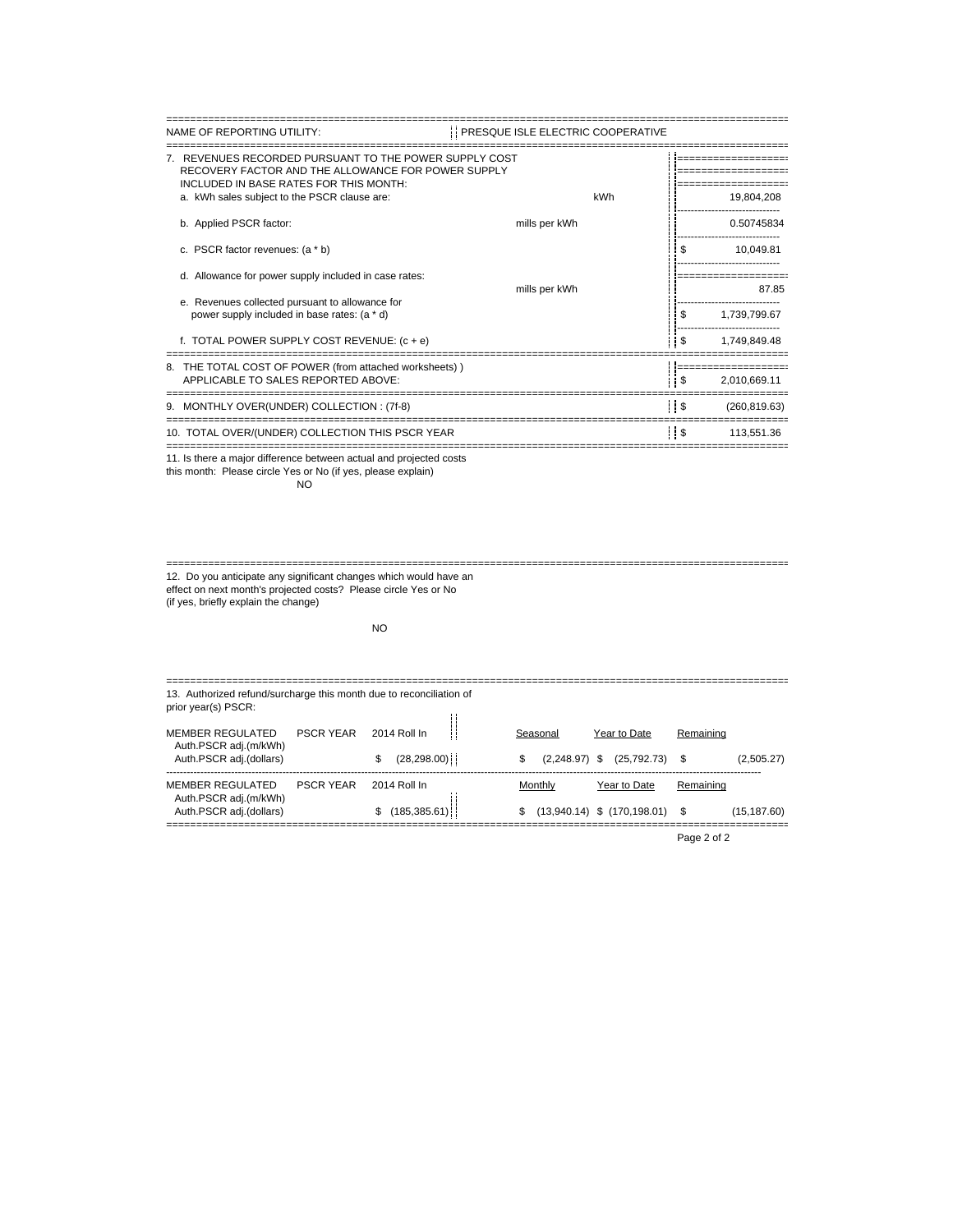| NAME OF REPORTING UTILITY: | PRESQUE ISLE ELECTRIC COOPERATIVE | |
|---|---|---|
| 7. REVENUES RECORDED PURSUANT TO THE POWER SUPPLY COST RECOVERY FACTOR AND THE ALLOWANCE FOR POWER SUPPLY INCLUDED IN BASE RATES FOR THIS MONTH: | | |
| a. kWh sales subject to the PSCR clause are: | kWh | 19,804,208 |
| b. Applied PSCR factor: | mills per kWh | 0.50745834 |
| c. PSCR factor revenues: (a * b) | | $ 10,049.81 |
| d. Allowance for power supply included in case rates: | mills per kWh | 87.85 |
| e. Revenues collected pursuant to allowance for power supply included in base rates: (a * d) | | $ 1,739,799.67 |
| f. TOTAL POWER SUPPLY COST REVENUE: (c + e) | | $ 1,749,849.48 |
| 8. THE TOTAL COST OF POWER (from attached worksheets) ) APPLICABLE TO SALES REPORTED ABOVE: | | $ 2,010,669.11 |
| 9. MONTHLY OVER(UNDER) COLLECTION : (7f-8) | | $ (260,819.63) |
| 10. TOTAL OVER/(UNDER) COLLECTION THIS PSCR YEAR | | $ 113,551.36 |

11. Is there a major difference between actual and projected costs this month: Please circle Yes or No (if yes, please explain)

NO

12. Do you anticipate any significant changes which would have an effect on next month's projected costs? Please circle Yes or No (if yes, briefly explain the change)

NO

13. Authorized refund/surcharge this month due to reconciliation of prior year(s) PSCR:

| MEMBER REGULATED | PSCR YEAR | 2014 Roll In | Seasonal | Year to Date | Remaining |
|---|---|---|---|---|---|
| Auth.PSCR adj.(m/kWh) | | | | | |
| Auth.PSCR adj.(dollars) | | $ (28,298.00) | $ (2,248.97) | $ (25,792.73) | $ (2,505.27) |

| MEMBER REGULATED | PSCR YEAR | 2014 Roll In | Monthly | Year to Date | Remaining |
|---|---|---|---|---|---|
| Auth.PSCR adj.(m/kWh) | | | | | |
| Auth.PSCR adj.(dollars) | | $ (185,385.61) | $ (13,940.14) | $ (170,198.01) | $ (15,187.60) |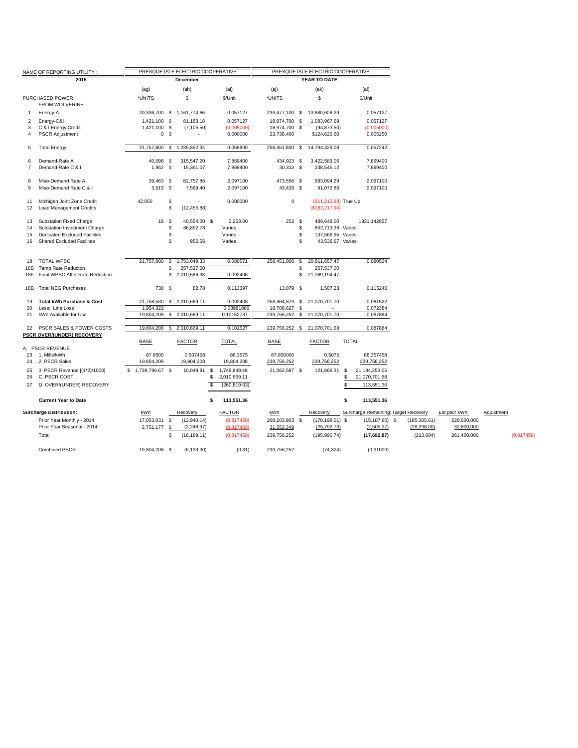| NAME OF REPORTING UTILITY : | | PRESQUE ISLE ELECTRIC COOPERATIVE | | | PRESQUE ISLE ELECTRIC COOPERATIVE | | |
|---|---|---|---|---|---|---|---|
| | 2015 | December | | | YEAR TO DATE | | |
| | | (ag) | (ah) | (ai) | (aj) | (ak) | (al) |
| | PURCHASED POWER FROM WOLVERINE | *UNITS | $ | $/Unit | *UNITS | $ | $/Unit |
| 1 | Energy-A | 20,336,700 | $ 1,161,774.66 | 0.057127 | 239,477,100 | $ 13,680,608.29 | 0.057127 |
| 2 | Energy-C&I | 1,421,100 | $ 81,183.18 | 0.057127 | 18,974,700 | $ 1,083,967.69 | 0.057127 |
| 3 | C & I Energy Credit | 1,421,100 | $ (7,105.50) | (0.005000) | 18,974,700 | $ (94,873.50) | (0.005000) |
| 4 | PSCR Adjustment | 0 | $ - | 0.000000 | 23,738,400 | $124,626.60 | 0.005250 |
| 5 | Total Energy | 21,757,800 | $ 1,235,852.34 | 0.056800 | 258,451,800 | $ 14,794,329.08 | 0.057242 |
| 6 | Demand-Rate A | 40,098 | $ 315,547.20 | 7.869400 | 434,923 | $ 3,422,583.06 | 7.869400 |
| 7 | Demand-Rate C & I | 1,952 | $ 15,361.07 | 7.869400 | 30,313 | $ 238,545.12 | 7.869400 |
| 8 | Miso-Demand Rate A | 39,463 | $ 82,757.86 | 2.097100 | 473,556 | $ 993,094.29 | 2.097100 |
| 9 | Miso-Demand Rate C & I | 3,619 | $ 7,589.40 | 2.097100 | 43,428 | $ 91,072.86 | 2.097100 |
| 11 | Michigan Joint Zone Credit | 42,050 | $ - | 0.000000 | 0 | ($11,213.98) | True Up |
| 12 | Load Management Credits | | $ (12,455.88) | | | ($187,217.94) | |
| 13 | Substation Fixed Charge | 18 | $ 40,554.00 | $ 2,253.00 | 252 | $ 486,648.00 | 1931.142857 |
| 14 | Substation Investment Charge | | $ 66,892.78 | Varies | | $ 802,713.36 | Varies |
| 15 | Dedicated Excluded Facilites | | $ - | Varies | | $ 137,566.95 | Varies |
| 16 | Shared Excluded Facilites | | $ 950.56 | Varies | | $ 43,536.67 | Varies |
| 18 | TOTAL WPSC | 21,757,800 | $ 1,753,049.33 | 0.080571 | 258,451,800 | $ 20,811,657.47 | 0.080524 |
| 18B | Temp Rate Reducton | | $ 257,537.00 | | | $ 257,537.00 | |
| 18F | Final WPSC After Rate Reduction | | $ 2,010,586.33 | 0.092408 | | $ 21,069,194.47 | |
| 18B | Total NEG Purchases | 730 | $ 82.78 | 0.113397 | 13,079 | $ 1,507.23 | 0.115240 |
| 19 | Total kWh Purchase & Cost | 21,758,530 | $ 2,010,669.11 | 0.092408 | 258,464,879 | $ 21,070,701.70 | 0.081522 |
| 20 | Less: Line Loss | 1,954,322 | | 0.08981866 | 18,708,627 | $ - | 0.072384 |
| 21 | kWh Available for Use | 19,804,208 | $ 2,010,669.11 | 0.10152737 | 239,756,252 | $ 21,070,701.70 | 0.087884 |
| 22 | PSCR SALES & POWER COSTS | 19,804,208 | $ 2,010,669.11 | 0.101527 | 239,756,252 | $ 21,070,701.68 | 0.087884 |

**PSCR OVER/(UNDER) RECOVERY**

| | | BASE | FACTOR | TOTAL | BASE | FACTOR | TOTAL |
|---|---|---|---|---|---|---|---|
| A. | PSCR REVENUE | | | | | | |
| 23 | 1. Mills/kWh | 87.8500 | 0.507458 | 88.3575 | 87.850000 | 0.5075 | 88.357458 |
| 24 | 2. PSCR Sales | 19,804,208 | 19,804,208 | 19,804,208 | 239,756,252 | 239,756,252 | 239,756,252 |
| 25 | 3. PSCR Revenue [(1*2)/1000] | $ 1,739,799.67 | $ 10,049.81 | $ 1,749,849.48 | 21,062,587 | $ 121,666.31 | $ 21,184,253.05 |
| 26 | C. PSCR COST | | | $ 2,010,669.11 | | | $ 21,070,701.68 |
| 27 | D. OVER/(UNDER) RECOVERY | | | $ (260,819.63) | | | $ 113,551.36 |
| | Current Year to Date | | | $ 113,551.36 | | | $ 113,551.36 |

| Surcharge Distribution: | kWh | Recovery | FACTOR | kWh | Recovery | Surcharge Remaining | Target Recovery | Est pscr kWh: | Adjustment |
|---|---|---|---|---|---|---|---|---|---|
| Prior Year Monthly - 2014 | 17,053,031 | $ (13,940.14) | (0.817458) | 208,203,903 | $ (170,198.01) | $ (15,187.60) | $ (185,385.61) | 228,600,000 | |
| Prior Year Seasonal - 2014 | 2,751,177 | $ (2,248.97) | (0.817458) | 31,552,349 | (25,792.73) | (2,505.27) | (28,298.00) | 32,800,000 | |
| Total | | $ (16,189.11) | (0.817458) | 239,756,252 | (195,990.74) | (17,692.87) | (213,684) | 261,400,000 | (0.817458) |
| Combined PSCR | 19,804,208 | $ (6,139.30) | (0.31) | 239,756,252 | (74,324) | (0.31000) | | | |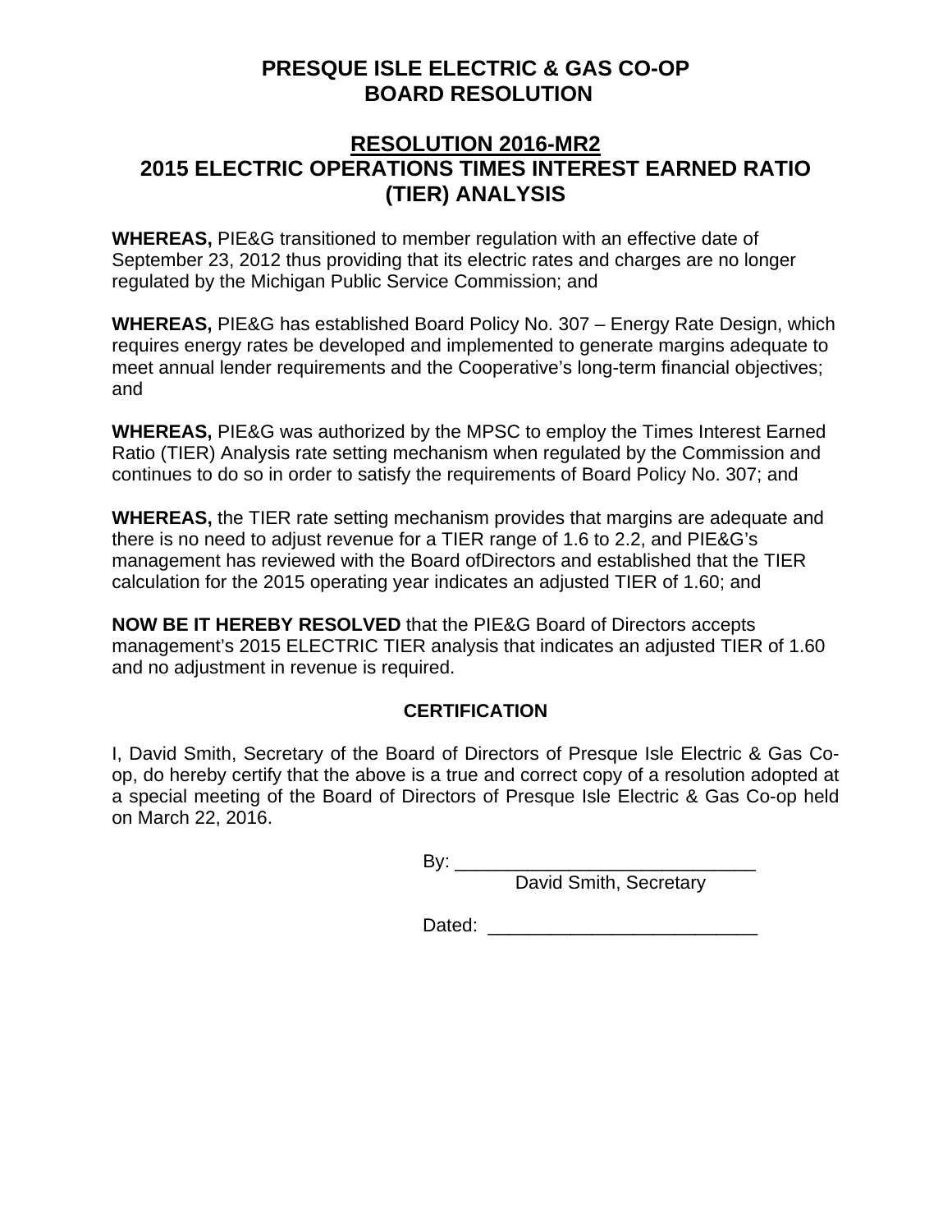# PRESQUE ISLE ELECTRIC & GAS CO-OP
# BOARD RESOLUTION

## RESOLUTION 2016-MR2
## 2015 ELECTRIC OPERATIONS TIMES INTEREST EARNED RATIO (TIER) ANALYSIS

**WHEREAS,** PIE&G transitioned to member regulation with an effective date of September 23, 2012 thus providing that its electric rates and charges are no longer regulated by the Michigan Public Service Commission; and

**WHEREAS,** PIE&G has established Board Policy No. 307 – Energy Rate Design, which requires energy rates be developed and implemented to generate margins adequate to meet annual lender requirements and the Cooperative's long-term financial objectives; and

**WHEREAS,** PIE&G was authorized by the MPSC to employ the Times Interest Earned Ratio (TIER) Analysis rate setting mechanism when regulated by the Commission and continues to do so in order to satisfy the requirements of Board Policy No. 307; and

**WHEREAS,** the TIER rate setting mechanism provides that margins are adequate and there is no need to adjust revenue for a TIER range of 1.6 to 2.2, and PIE&G's management has reviewed with the Board ofDirectors and established that the TIER calculation for the 2015 operating year indicates an adjusted TIER of 1.60; and

**NOW BE IT HEREBY RESOLVED** that the PIE&G Board of Directors accepts management's 2015 ELECTRIC TIER analysis that indicates an adjusted TIER of 1.60 and no adjustment in revenue is required.

### CERTIFICATION

I, David Smith, Secretary of the Board of Directors of Presque Isle Electric & Gas Co-op, do hereby certify that the above is a true and correct copy of a resolution adopted at a special meeting of the Board of Directors of Presque Isle Electric & Gas Co-op held on March 22, 2016.

By: ______________________________
David Smith, Secretary

Dated: __________________________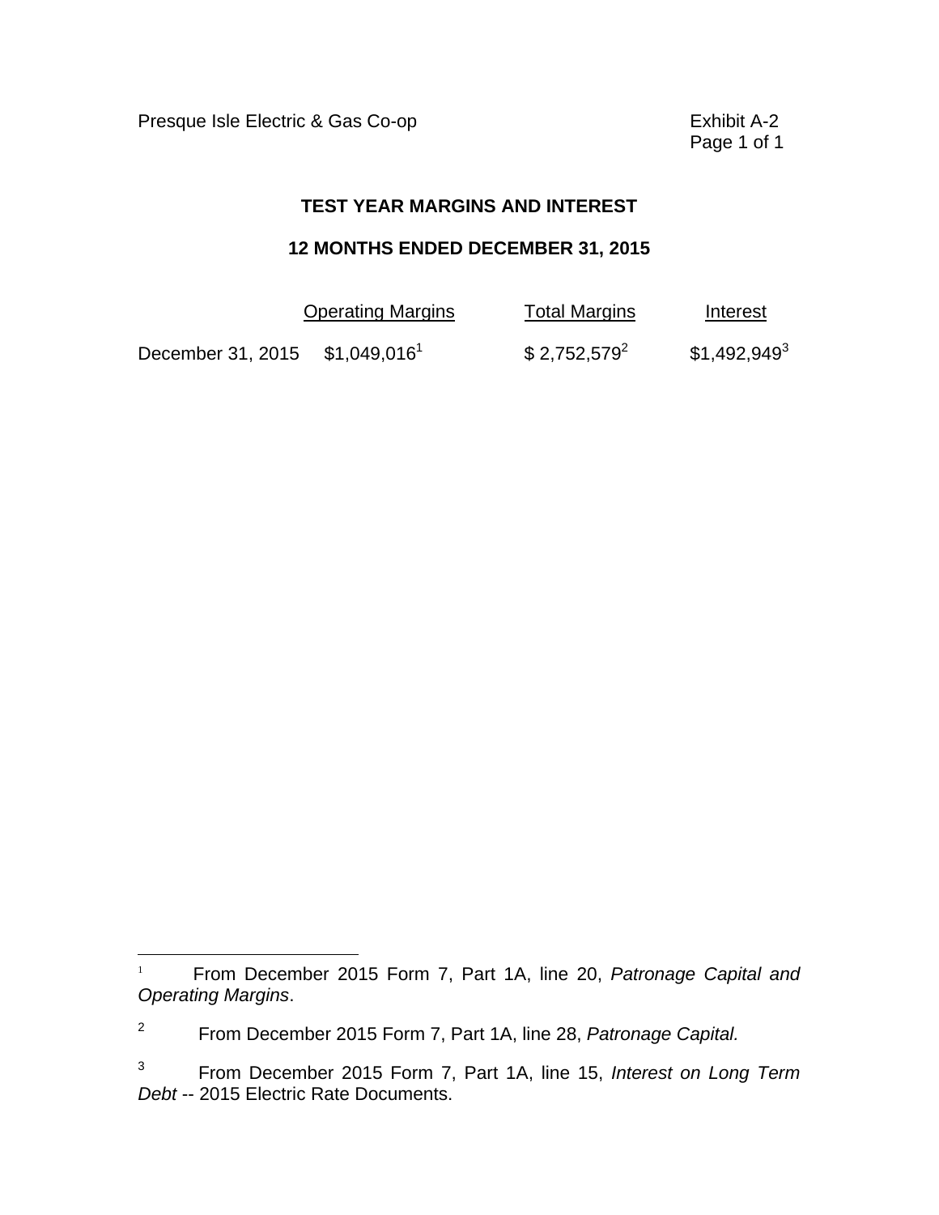Presque Isle Electric & Gas Co-op

Exhibit A-2

## TEST YEAR MARGINS AND INTEREST

## 12 MONTHS ENDED DECEMBER 31, 2015

| | Operating Margins | Total Margins | Interest |
|---|---|---|---|
| December 31, 2015 | $1,049,016[1] | $ 2,752,579[2] | $1,492,949[3] |

---

[1] From December 2015 Form 7, Part 1A, line 20, *Patronage Capital and Operating Margins*.

[2] From December 2015 Form 7, Part 1A, line 28, *Patronage Capital.*

[3] From December 2015 Form 7, Part 1A, line 15, *Interest on Long Term Debt* -- 2015 Electric Rate Documents.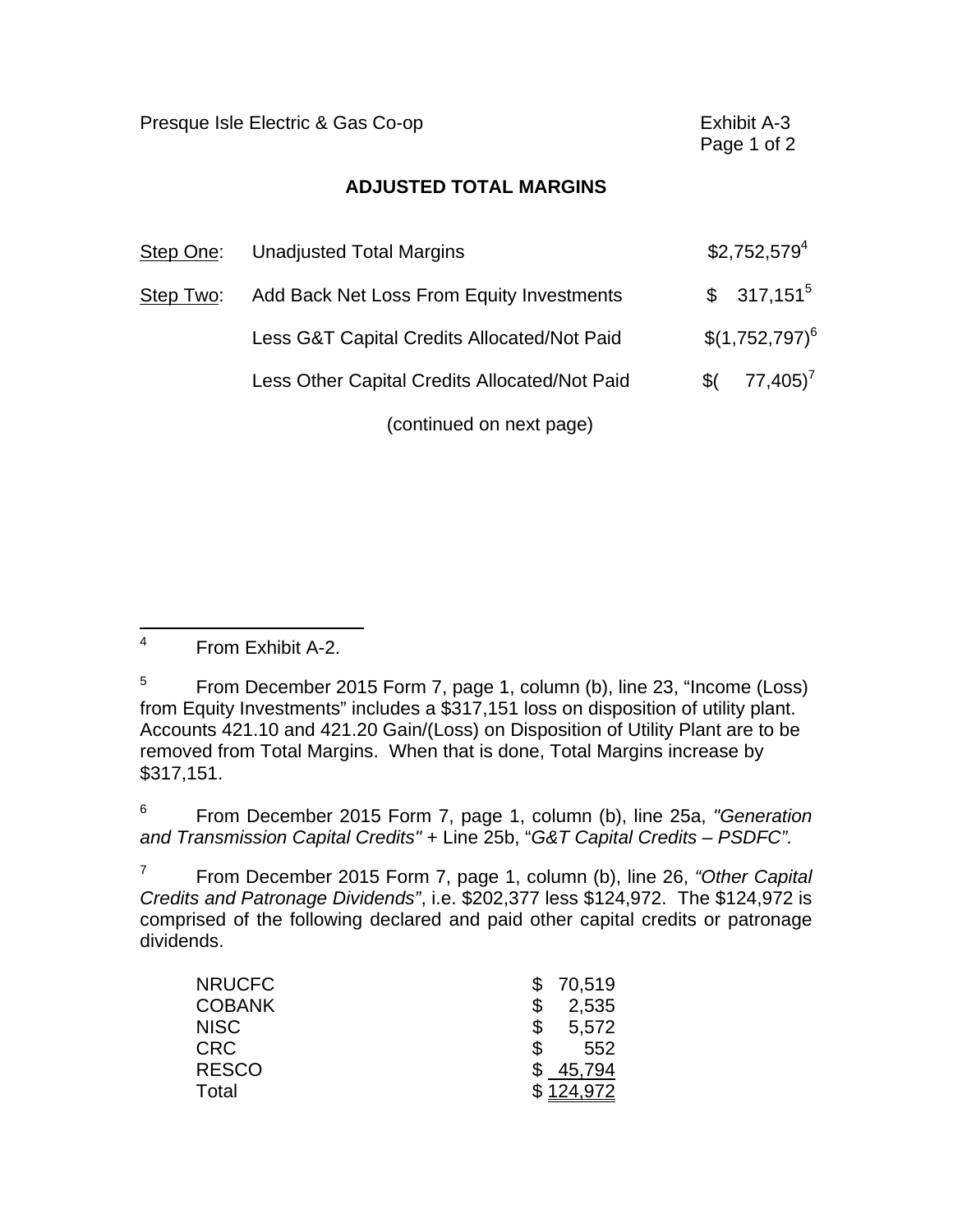Presque Isle Electric & Gas Co-op

Exhibit A-3

## ADJUSTED TOTAL MARGINS

| | | |
|---|---|---|
| <u>Step One</u>: | Unadjusted Total Margins | $2,752,579[4] |
| <u>Step Two</u>: | Add Back Net Loss From Equity Investments | $ 317,151[5] |
| | Less G&T Capital Credits Allocated/Not Paid | $(1,752,797)[6] |
| | Less Other Capital Credits Allocated/Not Paid | $( 77,405)[7] |

(continued on next page)

---

[4] From Exhibit A-2.

[5] From December 2015 Form 7, page 1, column (b), line 23, "Income (Loss) from Equity Investments" includes a $317,151 loss on disposition of utility plant. Accounts 421.10 and 421.20 Gain/(Loss) on Disposition of Utility Plant are to be removed from Total Margins. When that is done, Total Margins increase by $317,151.

[6] From December 2015 Form 7, page 1, column (b), line 25a, *"Generation and Transmission Capital Credits"* + Line 25b, "*G&T Capital Credits – PSDFC".*

[7] From December 2015 Form 7, page 1, column (b), line 26, *"Other Capital Credits and Patronage Dividends"*, i.e. $202,377 less $124,972. The $124,972 is comprised of the following declared and paid other capital credits or patronage dividends.

| | |
|---|---|
| NRUCFC | $ 70,519 |
| COBANK | $ 2,535 |
| NISC | $ 5,572 |
| CRC | $ 552 |
| RESCO | $ 45,794 |
| Total | $ 124,972 |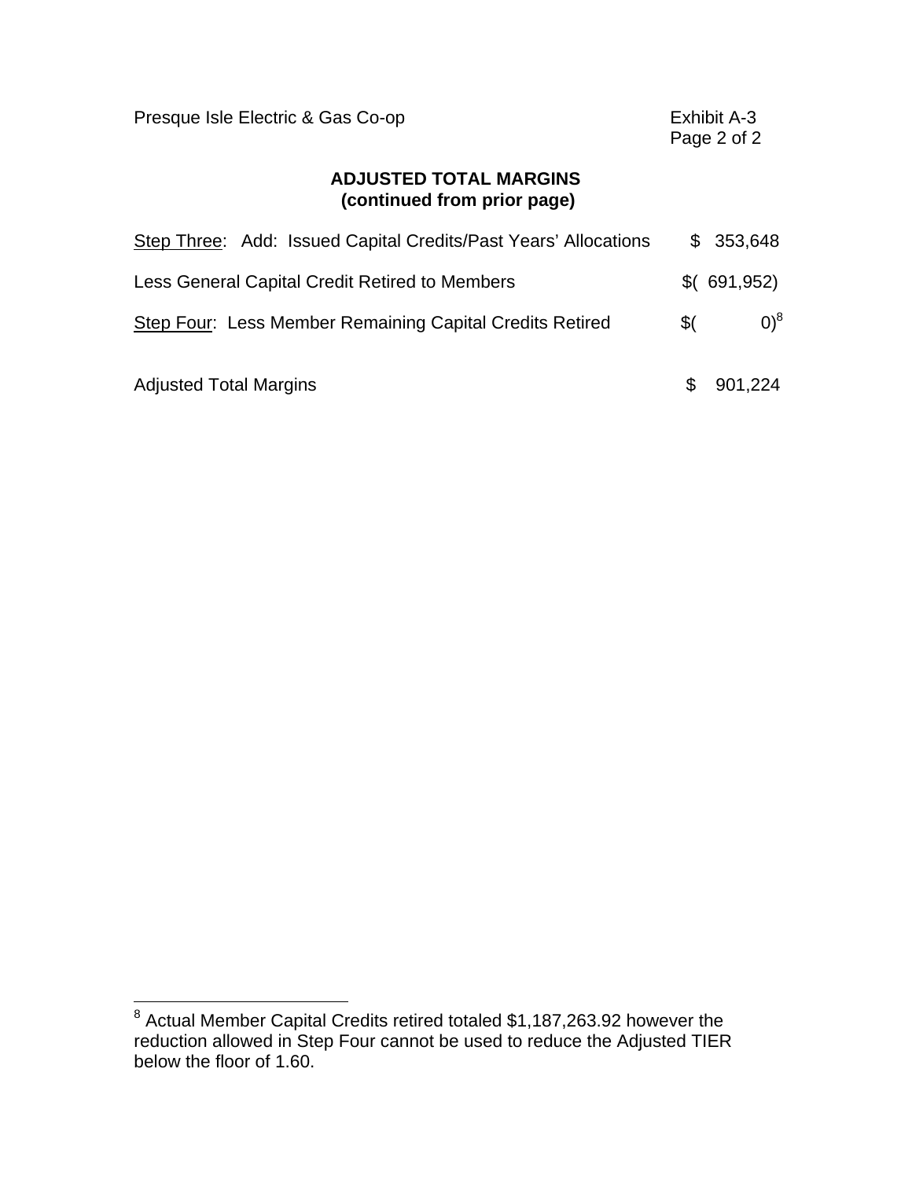Presque Isle Electric & Gas Co-op

Exhibit A-3

## ADJUSTED TOTAL MARGINS
**(continued from prior page)**

| | |
|---|---|
| Step Three: Add: Issued Capital Credits/Past Years' Allocations | $ 353,648 |
| Less General Capital Credit Retired to Members | $( 691,952) |
| Step Four: Less Member Remaining Capital Credits Retired | $( 0)[8] |
| Adjusted Total Margins | $ 901,224 |

[8] Actual Member Capital Credits retired totaled $1,187,263.92 however the reduction allowed in Step Four cannot be used to reduce the Adjusted TIER below the floor of 1.60.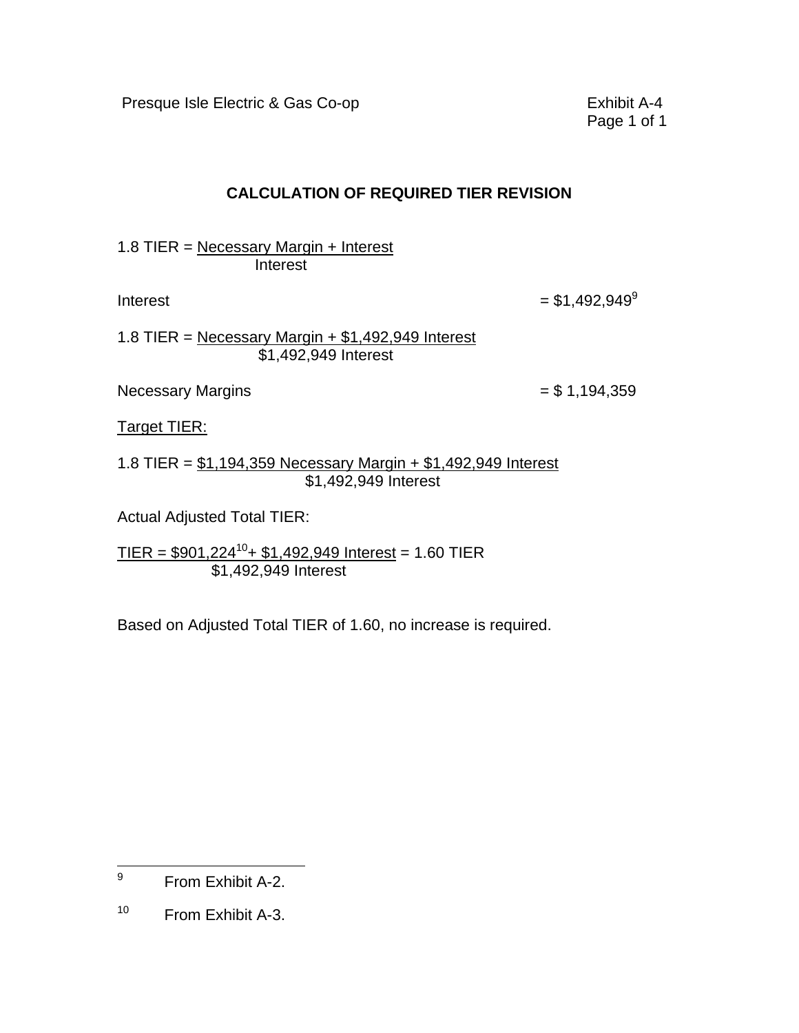Presque Isle Electric & Gas Co-op

Exhibit A-4

## CALCULATION OF REQUIRED TIER REVISION

$$1.8 \text{ TIER} = \frac{\text{Necessary Margin} + \text{Interest}}{\text{Interest}}$$

Interest = $1,492,949[9]

$$1.8 \text{ TIER} = \frac{\text{Necessary Margin} + \$1,492,949 \text{ Interest}}{\$1,492,949 \text{ Interest}}$$

Necessary Margins = $ 1,194,359

Target TIER:

$$1.8 \text{ TIER} = \frac{\$1,194,359 \text{ Necessary Margin} + \$1,492,949 \text{ Interest}}{\$1,492,949 \text{ Interest}}$$

Actual Adjusted Total TIER:

$$\text{TIER} = \frac{\$901,224^{[10]} + \$1,492,949 \text{ Interest}}{\$1,492,949 \text{ Interest}} = 1.60 \text{ TIER}$$

Based on Adjusted Total TIER of 1.60, no increase is required.

---

[9] From Exhibit A-2.

[10] From Exhibit A-3.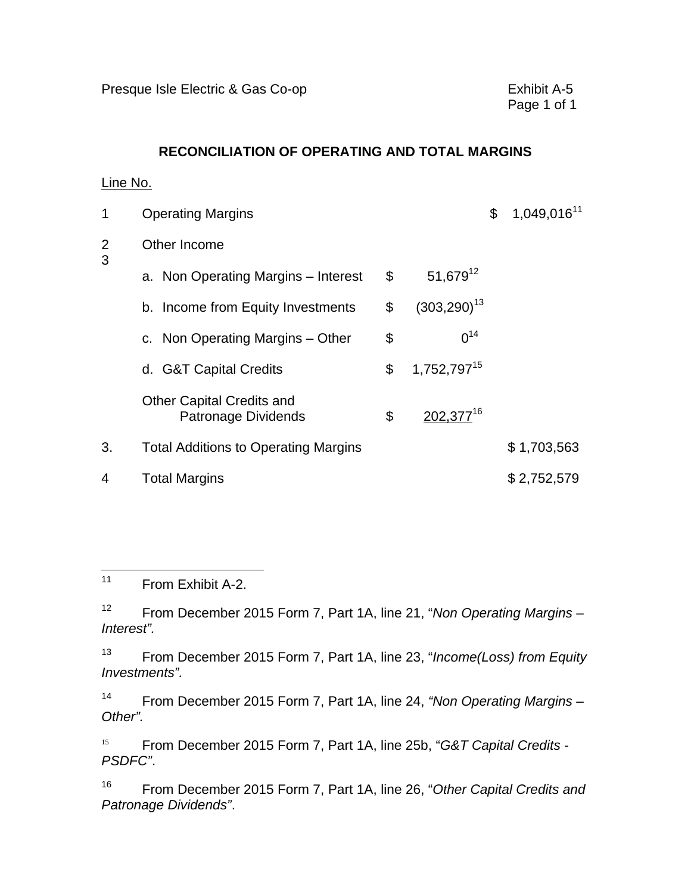Presque Isle Electric & Gas Co-op | Exhibit A-5

**RECONCILIATION OF OPERATING AND TOTAL MARGINS**

| Line No. | | | |
|---|---|---|---|
| 1 | Operating Margins | | $ 1,049,016[11] |
| 2 | Other Income | | |
| 3 | a. Non Operating Margins – Interest | $ 51,679[12] | |
| | b. Income from Equity Investments | $ (303,290)[13] | |
| | c. Non Operating Margins – Other | $ 0[14] | |
| | d. G&T Capital Credits | $ 1,752,797[15] | |
| | Other Capital Credits and Patronage Dividends | $ 202,377[16] | |
| 3. | Total Additions to Operating Margins | | $ 1,703,563 |
| 4 | Total Margins | | $ 2,752,579 |

---

[11] From Exhibit A-2.

[12] From December 2015 Form 7, Part 1A, line 21, "*Non Operating Margins – Interest".*

[13] From December 2015 Form 7, Part 1A, line 23, "*Income(Loss) from Equity Investments".*

[14] From December 2015 Form 7, Part 1A, line 24, *"Non Operating Margins – Other".*

[15] From December 2015 Form 7, Part 1A, line 25b, "*G&T Capital Credits - PSDFC"*.

[16] From December 2015 Form 7, Part 1A, line 26, "*Other Capital Credits and Patronage Dividends"*.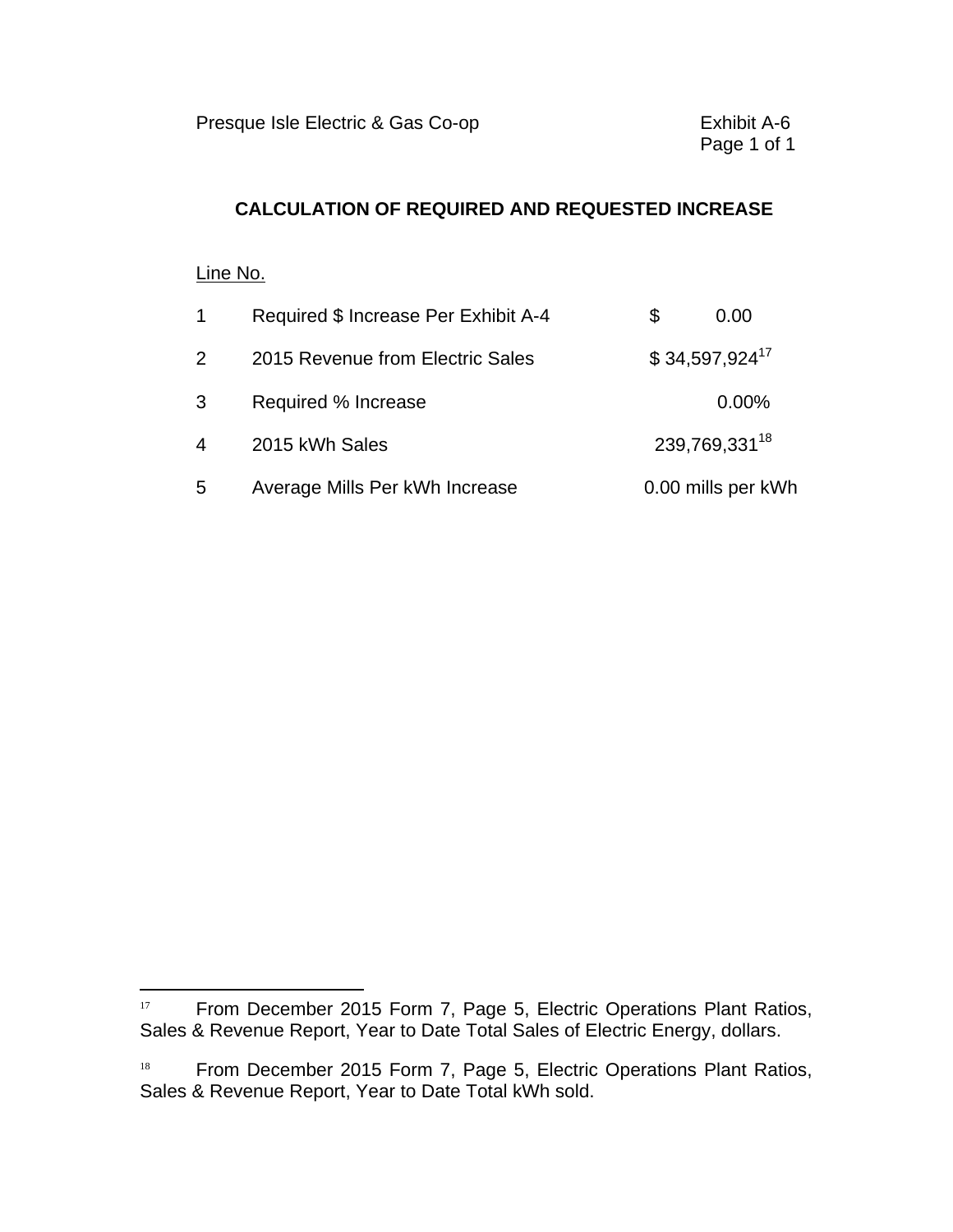Presque Isle Electric & Gas Co-op　　　　　　　　　　Exhibit A-6

## CALCULATION OF REQUIRED AND REQUESTED INCREASE

| Line No. | | |
|---|---|---|
| 1 | Required $ Increase Per Exhibit A-4 | $ 0.00 |
| 2 | 2015 Revenue from Electric Sales | $ 34,597,924[17] |
| 3 | Required % Increase | 0.00% |
| 4 | 2015 kWh Sales | 239,769,331[18] |
| 5 | Average Mills Per kWh Increase | 0.00 mills per kWh |

---

[17] From December 2015 Form 7, Page 5, Electric Operations Plant Ratios, Sales & Revenue Report, Year to Date Total Sales of Electric Energy, dollars.

[18] From December 2015 Form 7, Page 5, Electric Operations Plant Ratios, Sales & Revenue Report, Year to Date Total kWh sold.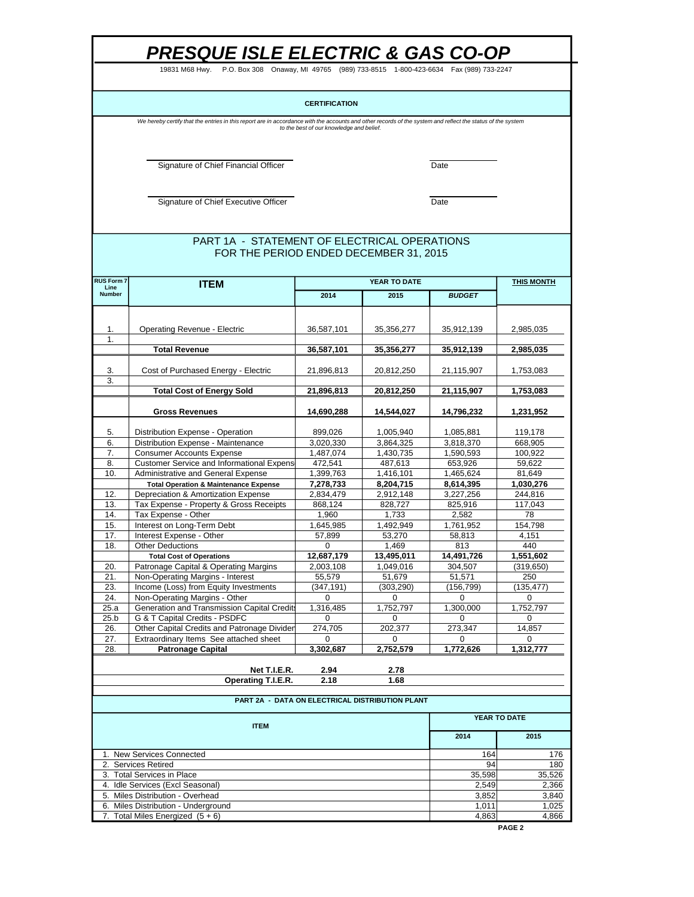# PRESQUE ISLE ELECTRIC & GAS CO-OP

19831 M68 Hwy. P.O. Box 308 Onaway, MI 49765 (989) 733-8515 1-800-423-6634 Fax (989) 733-2247

**CERTIFICATION**

*We hereby certify that the entries in this report are in accordance with the accounts and other records of the system and reflect the status of the system to the best of our knowledge and belief.*

Signature of Chief Financial Officer ____________ Date ____________

Signature of Chief Executive Officer ____________ Date ____________

## PART 1A - STATEMENT OF ELECTRICAL OPERATIONS
## FOR THE PERIOD ENDED DECEMBER 31, 2015

| RUS Form 7 Line Number | ITEM | YEAR TO DATE | | | THIS MONTH |
|---|---|---|---|---|---|
| | | 2014 | 2015 | *BUDGET* | |
| 1. | Operating Revenue - Electric | 36,587,101 | 35,356,277 | 35,912,139 | 2,985,035 |
| 1. | | | | | |
| | **Total Revenue** | **36,587,101** | **35,356,277** | **35,912,139** | **2,985,035** |
| 3. | Cost of Purchased Energy - Electric | 21,896,813 | 20,812,250 | 21,115,907 | 1,753,083 |
| 3. | | | | | |
| | **Total Cost of Energy Sold** | **21,896,813** | **20,812,250** | **21,115,907** | **1,753,083** |
| | **Gross Revenues** | **14,690,288** | **14,544,027** | **14,796,232** | **1,231,952** |
| 5. | Distribution Expense - Operation | 899,026 | 1,005,940 | 1,085,881 | 119,178 |
| 6. | Distribution Expense - Maintenance | 3,020,330 | 3,864,325 | 3,818,370 | 668,905 |
| 7. | Consumer Accounts Expense | 1,487,074 | 1,430,735 | 1,590,593 | 100,922 |
| 8. | Customer Service and Informational Expens | 472,541 | 487,613 | 653,926 | 59,622 |
| 10. | Administrative and General Expense | 1,399,763 | 1,416,101 | 1,465,624 | 81,649 |
| | **Total Operation & Maintenance Expense** | **7,278,733** | **8,204,715** | **8,614,395** | **1,030,276** |
| 12. | Depreciation & Amortization Expense | 2,834,479 | 2,912,148 | 3,227,256 | 244,816 |
| 13. | Tax Expense - Property & Gross Receipts | 868,124 | 828,727 | 825,916 | 117,043 |
| 14. | Tax Expense - Other | 1,960 | 1,733 | 2,582 | 78 |
| 15. | Interest on Long-Term Debt | 1,645,985 | 1,492,949 | 1,761,952 | 154,798 |
| 17. | Interest Expense - Other | 57,899 | 53,270 | 58,813 | 4,151 |
| 18. | Other Deductions | 0 | 1,469 | 813 | 440 |
| | **Total Cost of Operations** | **12,687,179** | **13,495,011** | **14,491,726** | **1,551,602** |
| 20. | Patronage Capital & Operating Margins | 2,003,108 | 1,049,016 | 304,507 | (319,650) |
| 21. | Non-Operating Margins - Interest | 55,579 | 51,679 | 51,571 | 250 |
| 23. | Income (Loss) from Equity Investments | (347,191) | (303,290) | (156,799) | (135,477) |
| 24. | Non-Operating Margins - Other | 0 | 0 | 0 | 0 |
| 25.a | Generation and Transmission Capital Credits | 1,316,485 | 1,752,797 | 1,300,000 | 1,752,797 |
| 25.b | G & T Capital Credits - PSDFC | 0 | 0 | 0 | 0 |
| 26. | Other Capital Credits and Patronage Divider | 274,705 | 202,377 | 273,347 | 14,857 |
| 27. | Extraordinary Items See attached sheet | 0 | 0 | 0 | 0 |
| 28. | **Patronage Capital** | **3,302,687** | **2,752,579** | **1,772,626** | **1,312,777** |
| | **Net T.I.E.R.** | **2.94** | **2.78** | | |
| | **Operating T.I.E.R.** | **2.18** | **1.68** | | |

## PART 2A - DATA ON ELECTRICAL DISTRIBUTION PLANT

| ITEM | YEAR TO DATE | |
|---|---|---|
| | 2014 | 2015 |
| 1. New Services Connected | 164 | 176 |
| 2. Services Retired | 94 | 180 |
| 3. Total Services in Place | 35,598 | 35,526 |
| 4. Idle Services (Excl Seasonal) | 2,549 | 2,366 |
| 5. Miles Distribution - Overhead | 3,852 | 3,840 |
| 6. Miles Distribution - Underground | 1,011 | 1,025 |
| 7. Total Miles Energized (5 + 6) | 4,863 | 4,866 |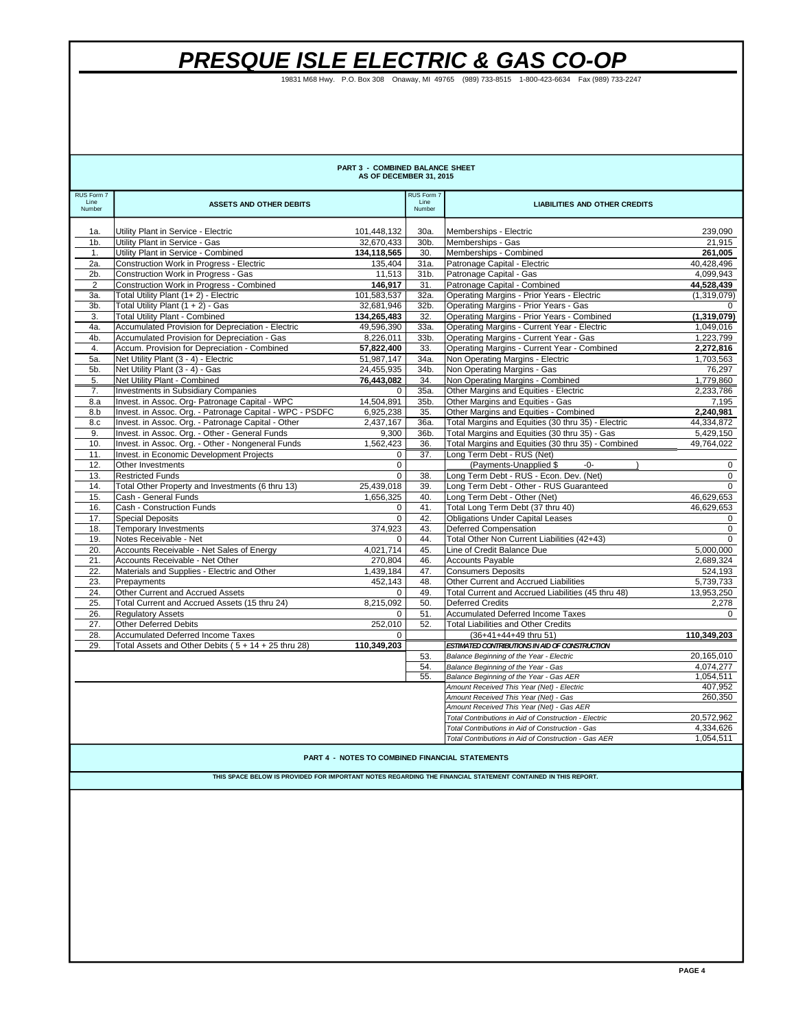# PRESQUE ISLE ELECTRIC & GAS CO-OP

19831 M68 Hwy. P.O. Box 308 Onaway, MI 49765 (989) 733-8515 1-800-423-6634 Fax (989) 733-2247

## PART 3 - COMBINED BALANCE SHEET
### AS OF DECEMBER 31, 2015

| RUS Form 7 Line Number | ASSETS AND OTHER DEBITS | | RUS Form 7 Line Number | LIABILITIES AND OTHER CREDITS | |
|---|---|---|---|---|---|
| 1a. | Utility Plant in Service - Electric | 101,448,132 | 30a. | Memberships - Electric | 239,090 |
| 1b. | Utility Plant in Service - Gas | 32,670,433 | 30b. | Memberships - Gas | 21,915 |
| 1. | Utility Plant in Service - Combined | **134,118,565** | 30. | Memberships - Combined | **261,005** |
| 2a. | Construction Work in Progress - Electric | 135,404 | 31a. | Patronage Capital - Electric | 40,428,496 |
| 2b. | Construction Work in Progress - Gas | 11,513 | 31b. | Patronage Capital - Gas | 4,099,943 |
| 2 | Construction Work in Progress - Combined | **146,917** | 31. | Patronage Capital - Combined | **44,528,439** |
| 3a. | Total Utility Plant (1+ 2) - Electric | 101,583,537 | 32a. | Operating Margins - Prior Years - Electric | (1,319,079) |
| 3b. | Total Utility Plant (1 + 2) - Gas | 32,681,946 | 32b. | Operating Margins - Prior Years - Gas | 0 |
| 3. | Total Utility Plant - Combined | **134,265,483** | 32. | Operating Margins - Prior Years - Combined | **(1,319,079)** |
| 4a. | Accumulated Provision for Depreciation - Electric | 49,596,390 | 33a. | Operating Margins - Current Year - Electric | 1,049,016 |
| 4b. | Accumulated Provision for Depreciation - Gas | 8,226,011 | 33b. | Operating Margins - Current Year - Gas | 1,223,799 |
| 4. | Accum. Provision for Depreciation - Combined | **57,822,400** | 33. | Operating Margins - Current Year - Combined | **2,272,816** |
| 5a. | Net Utility Plant (3 - 4) - Electric | 51,987,147 | 34a. | Non Operating Margins - Electric | 1,703,563 |
| 5b. | Net Utility Plant (3 - 4) - Gas | 24,455,935 | 34b. | Non Operating Margins - Gas | 76,297 |
| 5. | Net Utility Plant - Combined | **76,443,082** | 34. | Non Operating Margins - Combined | 1,779,860 |
| 7. | Investments in Subsidiary Companies | 0 | 35a. | Other Margins and Equities - Electric | 2,233,786 |
| 8.a | Invest. in Assoc. Org- Patronage Capital - WPC | 14,504,891 | 35b. | Other Margins and Equities - Gas | 7,195 |
| 8.b | Invest. in Assoc. Org. - Patronage Capital - WPC - PSDFC | 6,925,238 | 35. | Other Margins and Equities - Combined | **2,240,981** |
| 8.c | Invest. in Assoc. Org. - Patronage Capital - Other | 2,437,167 | 36a. | Total Margins and Equities (30 thru 35) - Electric | 44,334,872 |
| 9. | Invest. in Assoc. Org. - Other - General Funds | 9,300 | 36b. | Total Margins and Equities (30 thru 35) - Gas | 5,429,150 |
| 10. | Invest. in Assoc. Org. - Other - Nongeneral Funds | 1,562,423 | 36. | Total Margins and Equities (30 thru 35) - Combined | 49,764,022 |
| 11. | Invest. in Economic Development Projects | 0 | 37. | Long Term Debt - RUS (Net) | |
| 12. | Other Investments | 0 | | (Payments-Unapplied $ -0- ) | 0 |
| 13. | Restricted Funds | 0 | 38. | Long Term Debt - RUS - Econ. Dev. (Net) | 0 |
| 14. | Total Other Property and Investments (6 thru 13) | 25,439,018 | 39. | Long Term Debt - Other - RUS Guaranteed | 0 |
| 15. | Cash - General Funds | 1,656,325 | 40. | Long Term Debt - Other (Net) | 46,629,653 |
| 16. | Cash - Construction Funds | 0 | 41. | Total Long Term Debt (37 thru 40) | 46,629,653 |
| 17. | Special Deposits | 0 | 42. | Obligations Under Capital Leases | 0 |
| 18. | Temporary Investments | 374,923 | 43. | Deferred Compensation | 0 |
| 19. | Notes Receivable - Net | 0 | 44. | Total Other Non Current Liabilities (42+43) | 0 |
| 20. | Accounts Receivable - Net Sales of Energy | 4,021,714 | 45. | Line of Credit Balance Due | 5,000,000 |
| 21. | Accounts Receivable - Net Other | 270,804 | 46. | Accounts Payable | 2,689,324 |
| 22. | Materials and Supplies - Electric and Other | 1,439,184 | 47. | Consumers Deposits | 524,193 |
| 23. | Prepayments | 452,143 | 48. | Other Current and Accrued Liabilities | 5,739,733 |
| 24. | Other Current and Accrued Assets | 0 | 49. | Total Current and Accrued Liabilities (45 thru 48) | 13,953,250 |
| 25. | Total Current and Accrued Assets (15 thru 24) | 8,215,092 | 50. | Deferred Credits | 2,278 |
| 26. | Regulatory Assets | 0 | 51. | Accumulated Deferred Income Taxes | 0 |
| 27. | Other Deferred Debits | 252,010 | 52. | Total Liabilities and Other Credits | |
| 28. | Accumulated Deferred Income Taxes | 0 | | (36+41+44+49 thru 51) | **110,349,203** |
| 29. | Total Assets and Other Debits ( 5 + 14 + 25 thru 28) | **110,349,203** | | ***ESTIMATED CONTRIBUTIONS IN AID OF CONSTRUCTION*** | |
| | | | 53. | *Balance Beginning of the Year - Electric* | 20,165,010 |
| | | | 54. | *Balance Beginning of the Year - Gas* | 4,074,277 |
| | | | 55. | *Balance Beginning of the Year - Gas AER* | 1,054,511 |
| | | | | *Amount Received This Year (Net) - Electric* | 407,952 |
| | | | | *Amount Received This Year (Net) - Gas* | 260,350 |
| | | | | *Amount Received This Year (Net) - Gas AER* | |
| | | | | *Total Contributions in Aid of Construction - Electric* | 20,572,962 |
| | | | | *Total Contributions in Aid of Construction - Gas* | 4,334,626 |
| | | | | *Total Contributions in Aid of Construction - Gas AER* | 1,054,511 |

## PART 4 - NOTES TO COMBINED FINANCIAL STATEMENTS

THIS SPACE BELOW IS PROVIDED FOR IMPORTANT NOTES REGARDING THE FINANCIAL STATEMENT CONTAINED IN THIS REPORT.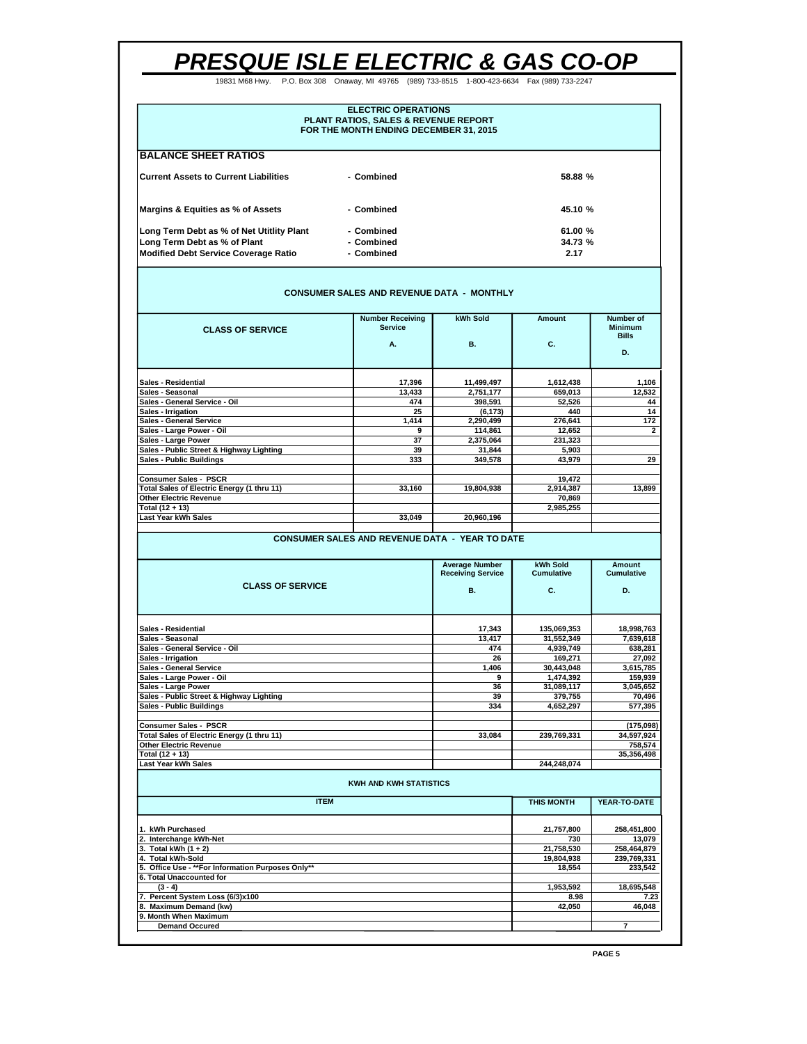# PRESQUE ISLE ELECTRIC & GAS CO-OP

19831 M68 Hwy. P.O. Box 308 Onaway, MI 49765 (989) 733-8515 1-800-423-6634 Fax (989) 733-2247

**ELECTRIC OPERATIONS**
**PLANT RATIOS, SALES & REVENUE REPORT**
**FOR THE MONTH ENDING DECEMBER 31, 2015**

## BALANCE SHEET RATIOS

| | | |
|---|---|---|
| **Current Assets to Current Liabilities** | - Combined | 58.88 % |
| **Margins & Equities as % of Assets** | - Combined | 45.10 % |
| **Long Term Debt as % of Net Utitlity Plant** | - Combined | 61.00 % |
| **Long Term Debt as % of Plant** | - Combined | 34.73 % |
| **Modified Debt Service Coverage Ratio** | - Combined | 2.17 |

## CONSUMER SALES AND REVENUE DATA - MONTHLY

| CLASS OF SERVICE | Number Receiving Service A. | kWh Sold B. | Amount C. | Number of Minimum Bills D. |
|---|---|---|---|---|
| Sales - Residential | 17,396 | 11,499,497 | 1,612,438 | 1,106 |
| Sales - Seasonal | 13,433 | 2,751,177 | 659,013 | 12,532 |
| Sales - General Service - Oil | 474 | 398,591 | 52,526 | 44 |
| Sales - Irrigation | 25 | (6,173) | 440 | 14 |
| Sales - General Service | 1,414 | 2,290,499 | 276,641 | 172 |
| Sales - Large Power - Oil | 9 | 114,861 | 12,652 | 2 |
| Sales - Large Power | 37 | 2,375,064 | 231,323 | |
| Sales - Public Street & Highway Lighting | 39 | 31,844 | 5,903 | |
| Sales - Public Buildings | 333 | 349,578 | 43,979 | 29 |
| Consumer Sales - PSCR | | | 19,472 | |
| Total Sales of Electric Energy (1 thru 11) | 33,160 | 19,804,938 | 2,914,387 | 13,899 |
| Other Electric Revenue | | | 70,869 | |
| Total (12 + 13) | | | 2,985,255 | |
| Last Year kWh Sales | 33,049 | 20,960,196 | | |

## CONSUMER SALES AND REVENUE DATA - YEAR TO DATE

| CLASS OF SERVICE | Average Number Receiving Service B. | kWh Sold Cumulative C. | Amount Cumulative D. |
|---|---|---|---|
| Sales - Residential | 17,343 | 135,069,353 | 18,998,763 |
| Sales - Seasonal | 13,417 | 31,552,349 | 7,639,618 |
| Sales - General Service - Oil | 474 | 4,939,749 | 638,281 |
| Sales - Irrigation | 26 | 169,271 | 27,092 |
| Sales - General Service | 1,406 | 30,443,048 | 3,615,785 |
| Sales - Large Power - Oil | 9 | 1,474,392 | 159,939 |
| Sales - Large Power | 36 | 31,089,117 | 3,045,652 |
| Sales - Public Street & Highway Lighting | 39 | 379,755 | 70,496 |
| Sales - Public Buildings | 334 | 4,652,297 | 577,395 |
| Consumer Sales - PSCR | | | (175,098) |
| Total Sales of Electric Energy (1 thru 11) | 33,084 | 239,769,331 | 34,597,924 |
| Other Electric Revenue | | | 758,574 |
| Total (12 + 13) | | | 35,356,498 |
| Last Year kWh Sales | | 244,248,074 | |

## KWH AND KWH STATISTICS

| ITEM | THIS MONTH | YEAR-TO-DATE |
|---|---|---|
| 1. kWh Purchased | 21,757,800 | 258,451,800 |
| 2. Interchange kWh-Net | 730 | 13,079 |
| 3. Total kWh (1 + 2) | 21,758,530 | 258,464,879 |
| 4. Total kWh-Sold | 19,804,938 | 239,769,331 |
| 5. Office Use - **For Information Purposes Only** | 18,554 | 233,542 |
| 6. Total Unaccounted for (3 - 4) | 1,953,592 | 18,695,548 |
| 7. Percent System Loss (6/3)x100 | 8.98 | 7.23 |
| 8. Maximum Demand (kw) | 42,050 | 46,048 |
| 9. Month When Maximum Demand Occured | | 7 |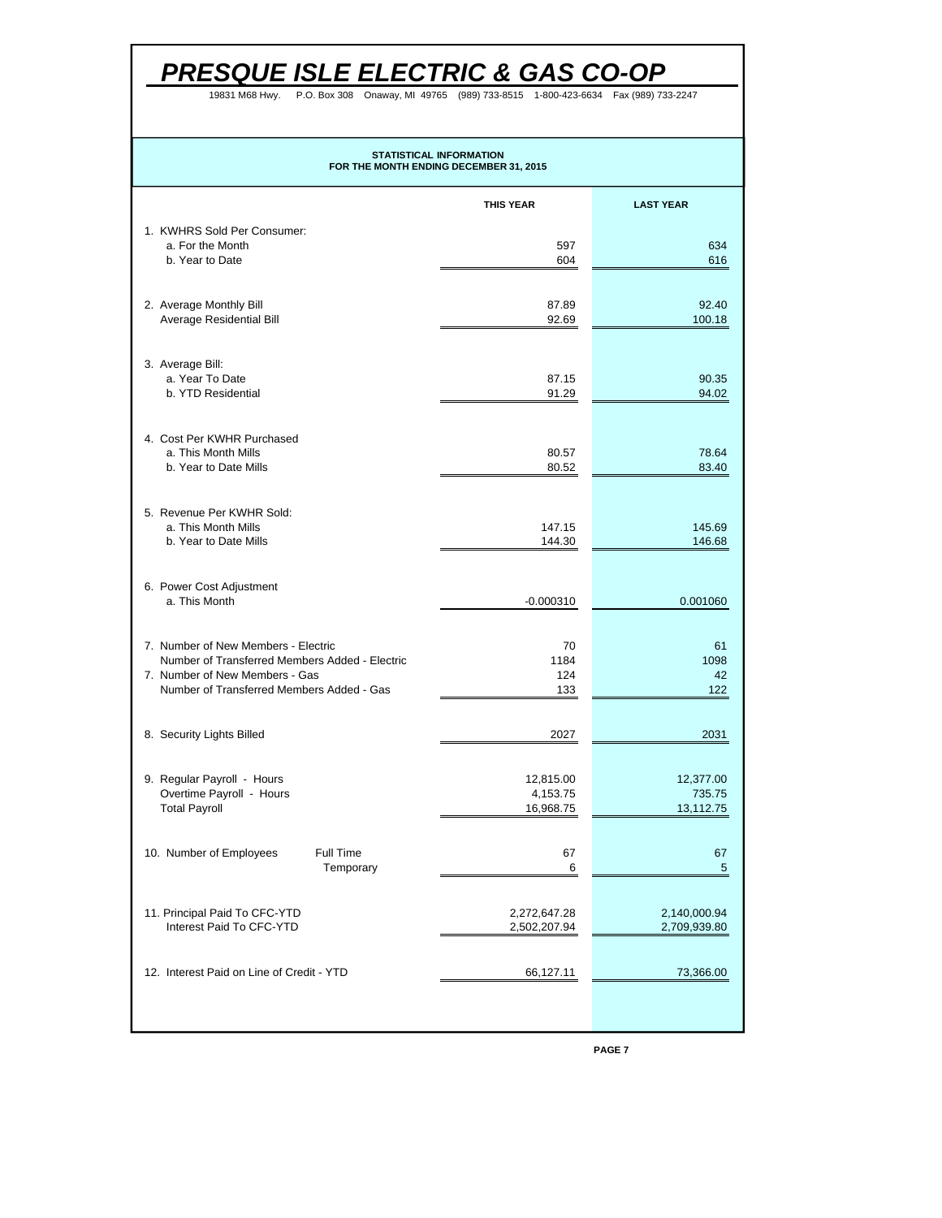# PRESQUE ISLE ELECTRIC & GAS CO-OP

19831 M68 Hwy. P.O. Box 308 Onaway, MI 49765 (989) 733-8515 1-800-423-6634 Fax (989) 733-2247

**STATISTICAL INFORMATION**
**FOR THE MONTH ENDING DECEMBER 31, 2015**

| | THIS YEAR | LAST YEAR |
|---|---|---|
| 1. KWHRS Sold Per Consumer: | | |
| a. For the Month | 597 | 634 |
| b. Year to Date | 604 | 616 |
| 2. Average Monthly Bill | 87.89 | 92.40 |
| Average Residential Bill | 92.69 | 100.18 |
| 3. Average Bill: | | |
| a. Year To Date | 87.15 | 90.35 |
| b. YTD Residential | 91.29 | 94.02 |
| 4. Cost Per KWHR Purchased | | |
| a. This Month Mills | 80.57 | 78.64 |
| b. Year to Date Mills | 80.52 | 83.40 |
| 5. Revenue Per KWHR Sold: | | |
| a. This Month Mills | 147.15 | 145.69 |
| b. Year to Date Mills | 144.30 | 146.68 |
| 6. Power Cost Adjustment | | |
| a. This Month | -0.000310 | 0.001060 |
| 7. Number of New Members - Electric | 70 | 61 |
| Number of Transferred Members Added - Electric | 1184 | 1098 |
| 7. Number of New Members - Gas | 124 | 42 |
| Number of Transferred Members Added - Gas | 133 | 122 |
| 8. Security Lights Billed | 2027 | 2031 |
| 9. Regular Payroll - Hours | 12,815.00 | 12,377.00 |
| Overtime Payroll - Hours | 4,153.75 | 735.75 |
| Total Payroll | 16,968.75 | 13,112.75 |
| 10. Number of Employees — Full Time | 67 | 67 |
| Temporary | 6 | 5 |
| 11. Principal Paid To CFC-YTD | 2,272,647.28 | 2,140,000.94 |
| Interest Paid To CFC-YTD | 2,502,207.94 | 2,709,939.80 |
| 12. Interest Paid on Line of Credit - YTD | 66,127.11 | 73,366.00 |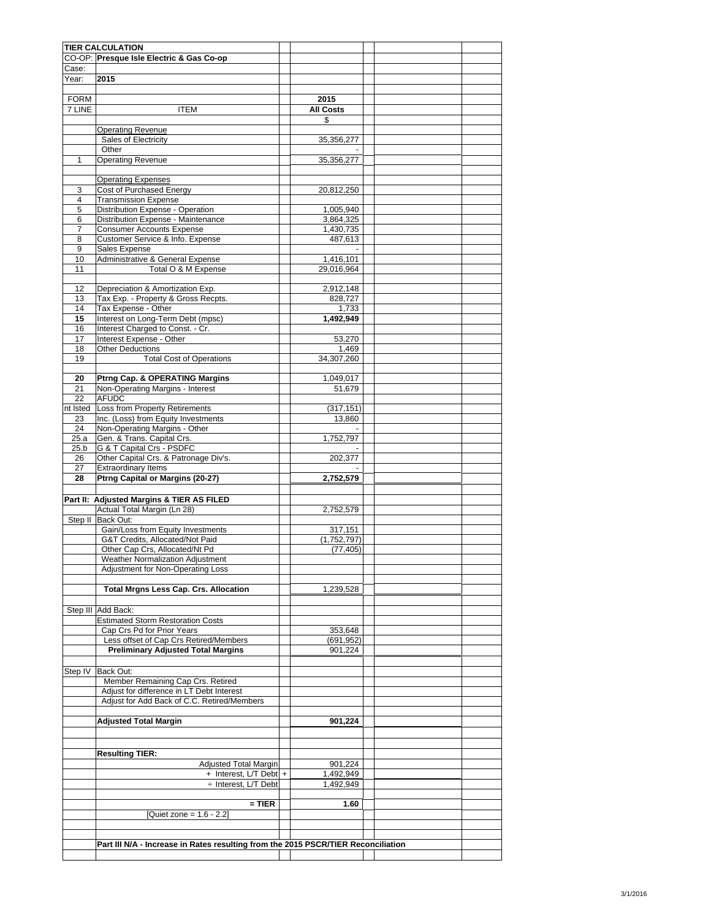| FORM 7 LINE | ITEM | | 2015 All Costs $ | | | |
|---|---|---|---|---|---|---|
| | **TIER CALCULATION** | | | | | |
| CO-OP: | **Presque Isle Electric & Gas Co-op** | | | | | |
| Case: | | | | | | |
| Year: | **2015** | | | | | |
| | Operating Revenue | | | | | |
| | Sales of Electricity | | 35,356,277 | | | |
| | Other | | - | | | |
| 1 | Operating Revenue | | 35,356,277 | | | |
| | Operating Expenses | | | | | |
| 3 | Cost of Purchased Energy | | 20,812,250 | | | |
| 4 | Transmission Expense | | | | | |
| 5 | Distribution Expense - Operation | | 1,005,940 | | | |
| 6 | Distribution Expense - Maintenance | | 3,864,325 | | | |
| 7 | Consumer Accounts Expense | | 1,430,735 | | | |
| 8 | Customer Service & Info. Expense | | 487,613 | | | |
| 9 | Sales Expense | | - | | | |
| 10 | Administrative & General Expense | | 1,416,101 | | | |
| 11 | Total O & M Expense | | 29,016,964 | | | |
| 12 | Depreciation & Amortization Exp. | | 2,912,148 | | | |
| 13 | Tax Exp. - Property & Gross Recpts. | | 828,727 | | | |
| 14 | Tax Expense - Other | | 1,733 | | | |
| **15** | Interest on Long-Term Debt (mpsc) | | **1,492,949** | | | |
| 16 | Interest Charged to Const. - Cr. | | | | | |
| 17 | Interest Expense - Other | | 53,270 | | | |
| 18 | Other Deductions | | 1,469 | | | |
| 19 | Total Cost of Operations | | 34,307,260 | | | |
| **20** | **Ptrng Cap. & OPERATING Margins** | | 1,049,017 | | | |
| 21 | Non-Operating Margins - Interest | | 51,679 | | | |
| 22 | AFUDC | | | | | |
| nt lsted | Loss from Property Retirements | | (317,151) | | | |
| 23 | Inc. (Loss) from Equity Investments | | 13,860 | | | |
| 24 | Non-Operating Margins - Other | | - | | | |
| 25.a | Gen. & Trans. Capital Crs. | | 1,752,797 | | | |
| 25.b | G & T Capital Crs - PSDFC | | - | | | |
| 26 | Other Capital Crs. & Patronage Div's. | | 202,377 | | | |
| 27 | Extraordinary Items | | - | | | |
| **28** | **Ptrng Capital or Margins (20-27)** | | **2,752,579** | | | |
| **Part II: Adjusted Margins & TIER AS FILED** | | | | | | |
| | Actual Total Margin (Ln 28) | | 2,752,579 | | | |
| Step II | Back Out: | | | | | |
| | Gain/Loss from Equity Investments | | 317,151 | | | |
| | G&T Credits, Allocated/Not Paid | | (1,752,797) | | | |
| | Other Cap Crs, Allocated/Nt Pd | | (77,405) | | | |
| | Weather Normalization Adjustment | | | | | |
| | Adjustment for Non-Operating Loss | | | | | |
| | **Total Mrgns Less Cap. Crs. Allocation** | | 1,239,528 | | | |
| Step III | Add Back: | | | | | |
| | Estimated Storm Restoration Costs | | | | | |
| | Cap Crs Pd for Prior Years | | 353,648 | | | |
| | Less offset of Cap Crs Retired/Members | | (691,952) | | | |
| | **Preliminary Adjusted Total Margins** | | 901,224 | | | |
| Step IV | Back Out: | | | | | |
| | Member Remaining Cap Crs. Retired | | | | | |
| | Adjust for difference in LT Debt Interest | | | | | |
| | Adjust for Add Back of C.C. Retired/Members | | | | | |
| | **Adjusted Total Margin** | | **901,224** | | | |
| | **Resulting TIER:** | | | | | |
| | Adjusted Total Margin | | 901,224 | | | |
| | + Interest, L/T Debt | + | 1,492,949 | | | |
| | ÷ Interest, L/T Debt | | 1,492,949 | | | |
| | **= TIER** | | **1.60** | | | |
| | [Quiet zone = 1.6 - 2.2] | | | | | |
| | **Part III N/A - Increase in Rates resulting from the 2015 PSCR/TIER Reconciliation** | | | | | |

3/1/2016